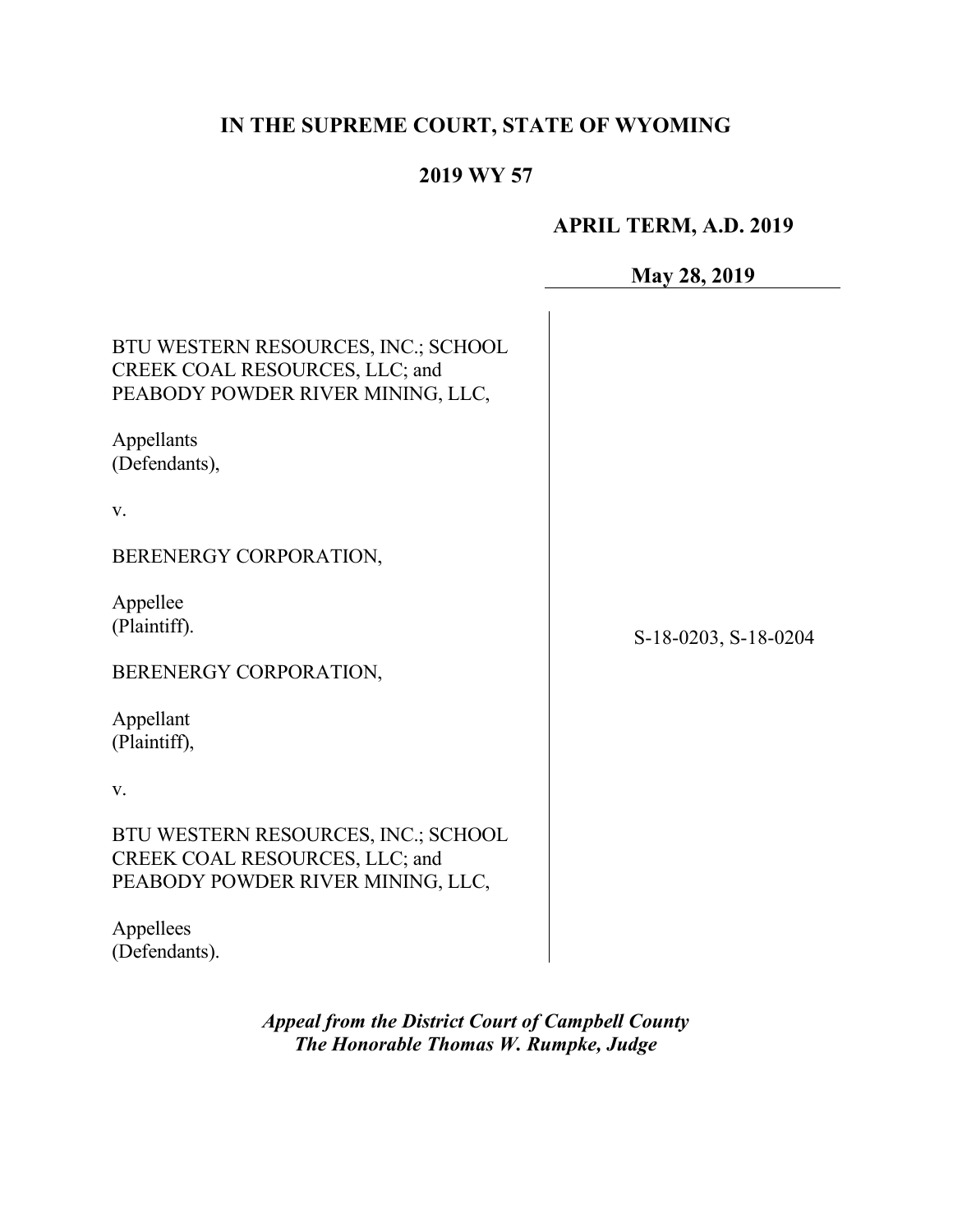# IN THE SUPREME COURT, STATE OF WYOMING

## 2019 WY 57

**APRIL TERM, A.D. 2019**

**May 28, 2019**

BTU WESTERN RESOURCES, INC.; SCHOOL CREEK COAL RESOURCES, LLC; and PEABODY POWDER RIVER MINING, LLC,

Appellants
(Defendants),

v.

BERENERGY CORPORATION,

Appellee
(Plaintiff).

BERENERGY CORPORATION,

Appellant
(Plaintiff),

v.

BTU WESTERN RESOURCES, INC.; SCHOOL CREEK COAL RESOURCES, LLC; and PEABODY POWDER RIVER MINING, LLC,

Appellees
(Defendants).

S-18-0203, S-18-0204

***Appeal from the District Court of Campbell County***
***The Honorable Thomas W. Rumpke, Judge***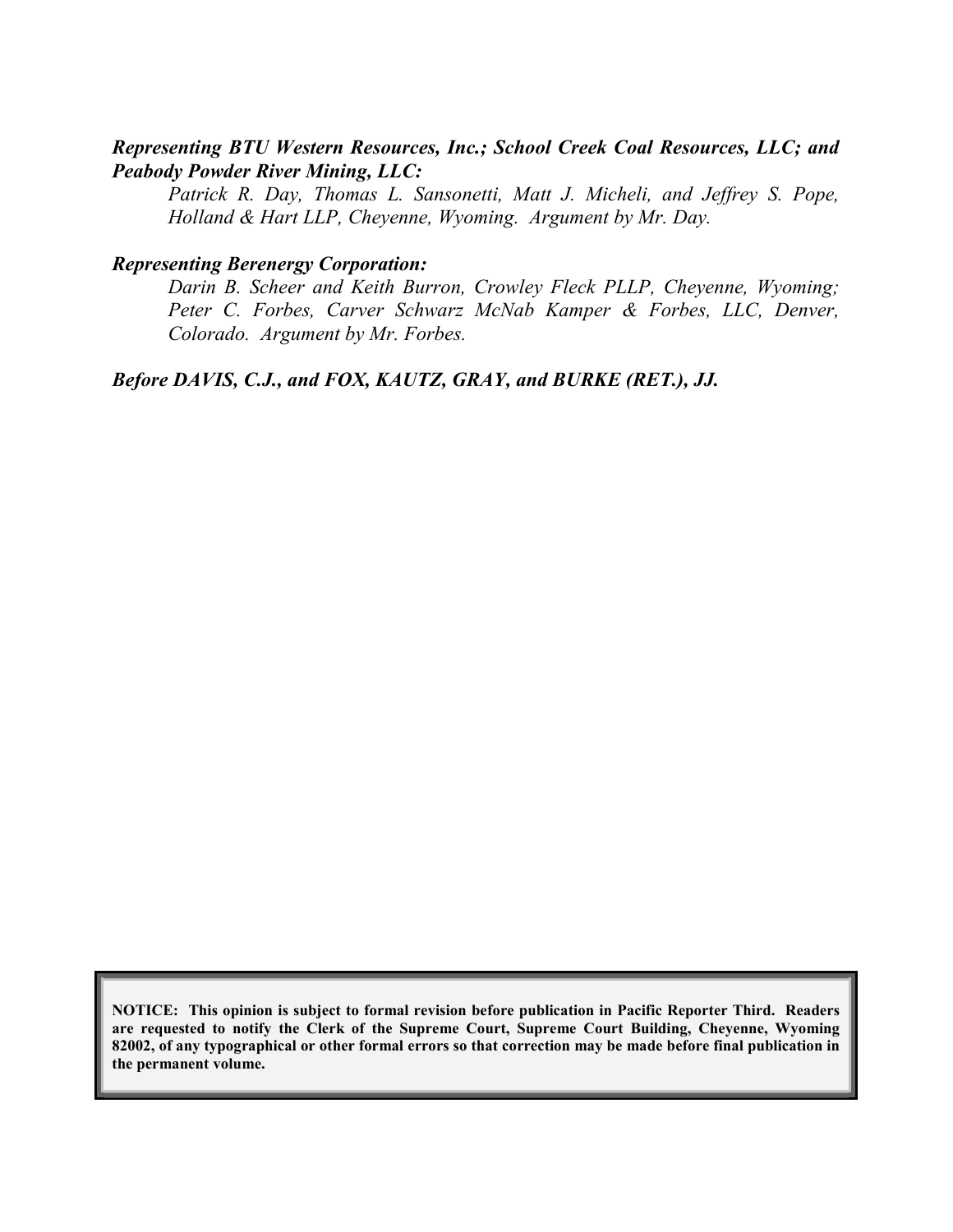***Representing BTU Western Resources, Inc.; School Creek Coal Resources, LLC; and Peabody Powder River Mining, LLC:***

*Patrick R. Day, Thomas L. Sansonetti, Matt J. Micheli, and Jeffrey S. Pope, Holland & Hart LLP, Cheyenne, Wyoming. Argument by Mr. Day.*

***Representing Berenergy Corporation:***

*Darin B. Scheer and Keith Burron, Crowley Fleck PLLP, Cheyenne, Wyoming; Peter C. Forbes, Carver Schwarz McNab Kamper & Forbes, LLC, Denver, Colorado. Argument by Mr. Forbes.*

***Before DAVIS, C.J., and FOX, KAUTZ, GRAY, and BURKE (RET.), JJ.***

**NOTICE: This opinion is subject to formal revision before publication in Pacific Reporter Third. Readers are requested to notify the Clerk of the Supreme Court, Supreme Court Building, Cheyenne, Wyoming 82002, of any typographical or other formal errors so that correction may be made before final publication in the permanent volume.**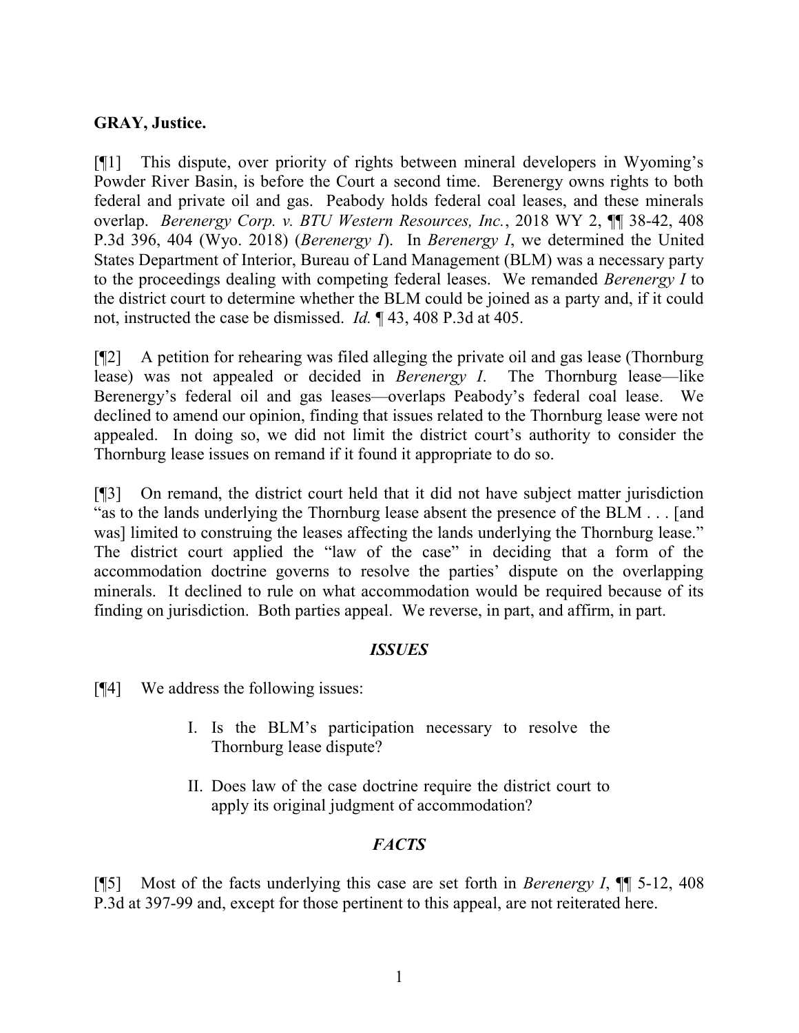**GRAY, Justice.**

[¶1] This dispute, over priority of rights between mineral developers in Wyoming's Powder River Basin, is before the Court a second time. Berenergy owns rights to both federal and private oil and gas. Peabody holds federal coal leases, and these minerals overlap. *Berenergy Corp. v. BTU Western Resources, Inc.*, 2018 WY 2, ¶¶ 38-42, 408 P.3d 396, 404 (Wyo. 2018) (*Berenergy I*). In *Berenergy I*, we determined the United States Department of Interior, Bureau of Land Management (BLM) was a necessary party to the proceedings dealing with competing federal leases. We remanded *Berenergy I* to the district court to determine whether the BLM could be joined as a party and, if it could not, instructed the case be dismissed. *Id.* ¶ 43, 408 P.3d at 405.

[¶2] A petition for rehearing was filed alleging the private oil and gas lease (Thornburg lease) was not appealed or decided in *Berenergy I*. The Thornburg lease—like Berenergy's federal oil and gas leases—overlaps Peabody's federal coal lease. We declined to amend our opinion, finding that issues related to the Thornburg lease were not appealed. In doing so, we did not limit the district court's authority to consider the Thornburg lease issues on remand if it found it appropriate to do so.

[¶3] On remand, the district court held that it did not have subject matter jurisdiction "as to the lands underlying the Thornburg lease absent the presence of the BLM . . . [and was] limited to construing the leases affecting the lands underlying the Thornburg lease." The district court applied the "law of the case" in deciding that a form of the accommodation doctrine governs to resolve the parties' dispute on the overlapping minerals. It declined to rule on what accommodation would be required because of its finding on jurisdiction. Both parties appeal. We reverse, in part, and affirm, in part.

## *ISSUES*

[¶4] We address the following issues:

I. Is the BLM's participation necessary to resolve the Thornburg lease dispute?

II. Does law of the case doctrine require the district court to apply its original judgment of accommodation?

## *FACTS*

[¶5] Most of the facts underlying this case are set forth in *Berenergy I*, ¶¶ 5-12, 408 P.3d at 397-99 and, except for those pertinent to this appeal, are not reiterated here.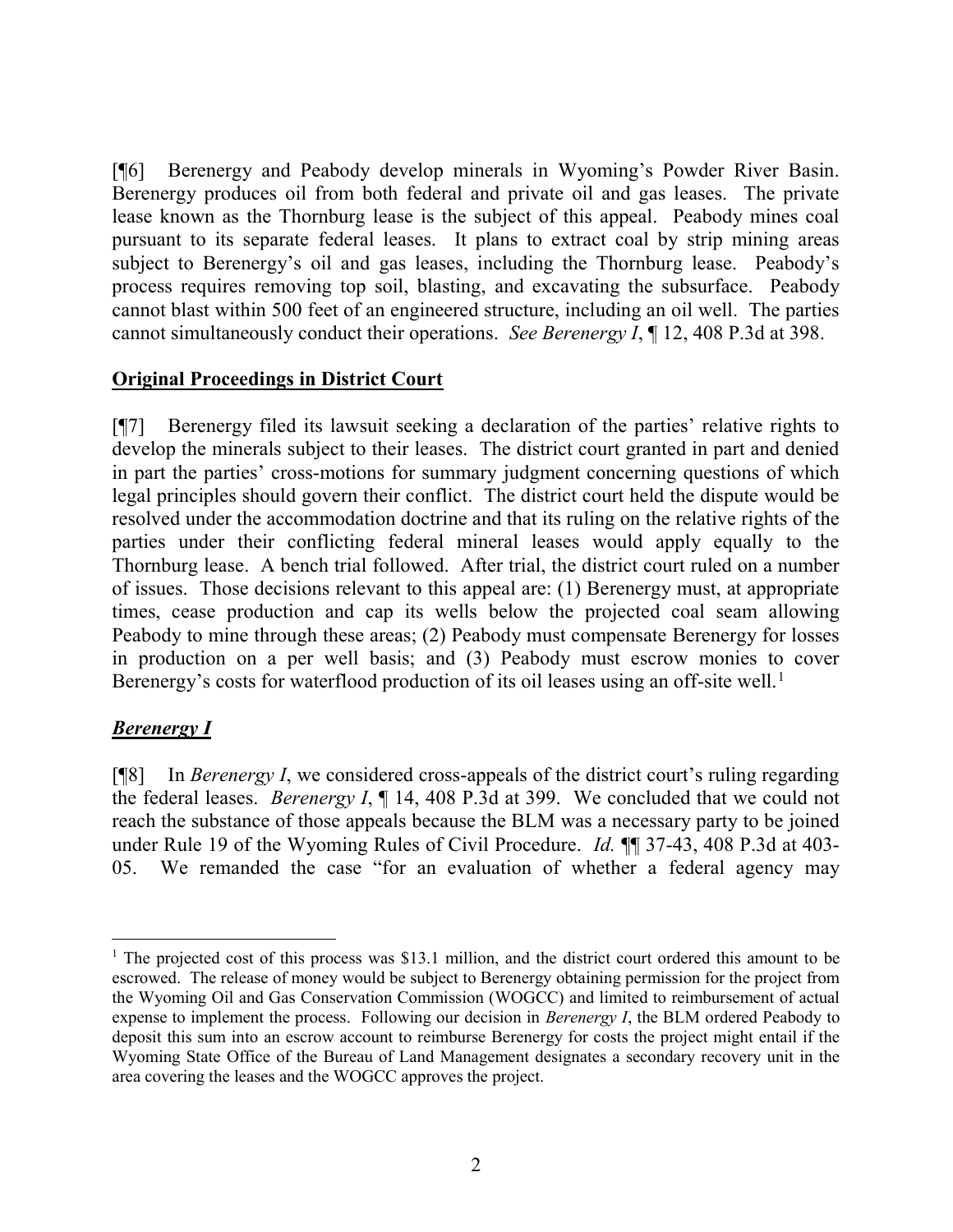[¶6] Berenergy and Peabody develop minerals in Wyoming's Powder River Basin. Berenergy produces oil from both federal and private oil and gas leases. The private lease known as the Thornburg lease is the subject of this appeal. Peabody mines coal pursuant to its separate federal leases. It plans to extract coal by strip mining areas subject to Berenergy's oil and gas leases, including the Thornburg lease. Peabody's process requires removing top soil, blasting, and excavating the subsurface. Peabody cannot blast within 500 feet of an engineered structure, including an oil well. The parties cannot simultaneously conduct their operations. *See Berenergy I*, ¶ 12, 408 P.3d at 398.

## **Original Proceedings in District Court**

[¶7] Berenergy filed its lawsuit seeking a declaration of the parties' relative rights to develop the minerals subject to their leases. The district court granted in part and denied in part the parties' cross-motions for summary judgment concerning questions of which legal principles should govern their conflict. The district court held the dispute would be resolved under the accommodation doctrine and that its ruling on the relative rights of the parties under their conflicting federal mineral leases would apply equally to the Thornburg lease. A bench trial followed. After trial, the district court ruled on a number of issues. Those decisions relevant to this appeal are: (1) Berenergy must, at appropriate times, cease production and cap its wells below the projected coal seam allowing Peabody to mine through these areas; (2) Peabody must compensate Berenergy for losses in production on a per well basis; and (3) Peabody must escrow monies to cover Berenergy's costs for waterflood production of its oil leases using an off-site well.[1]

## ***Berenergy I***

[¶8] In *Berenergy I*, we considered cross-appeals of the district court's ruling regarding the federal leases. *Berenergy I*, ¶ 14, 408 P.3d at 399. We concluded that we could not reach the substance of those appeals because the BLM was a necessary party to be joined under Rule 19 of the Wyoming Rules of Civil Procedure. *Id.* ¶¶ 37-43, 408 P.3d at 403-05. We remanded the case "for an evaluation of whether a federal agency may

---

[1] The projected cost of this process was \$13.1 million, and the district court ordered this amount to be escrowed. The release of money would be subject to Berenergy obtaining permission for the project from the Wyoming Oil and Gas Conservation Commission (WOGCC) and limited to reimbursement of actual expense to implement the process. Following our decision in *Berenergy I*, the BLM ordered Peabody to deposit this sum into an escrow account to reimburse Berenergy for costs the project might entail if the Wyoming State Office of the Bureau of Land Management designates a secondary recovery unit in the area covering the leases and the WOGCC approves the project.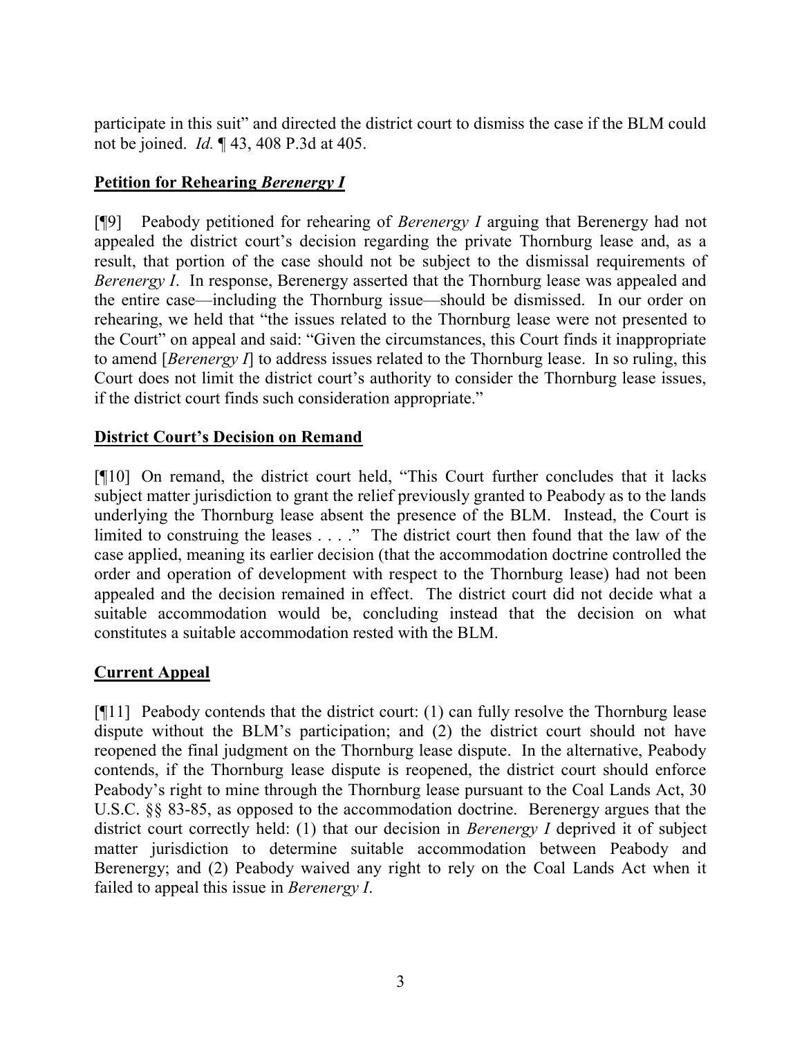participate in this suit" and directed the district court to dismiss the case if the BLM could not be joined. *Id.* ¶ 43, 408 P.3d at 405.

**Petition for Rehearing *Berenergy I***

[¶9] Peabody petitioned for rehearing of *Berenergy I* arguing that Berenergy had not appealed the district court's decision regarding the private Thornburg lease and, as a result, that portion of the case should not be subject to the dismissal requirements of *Berenergy I*. In response, Berenergy asserted that the Thornburg lease was appealed and the entire case—including the Thornburg issue—should be dismissed. In our order on rehearing, we held that "the issues related to the Thornburg lease were not presented to the Court" on appeal and said: "Given the circumstances, this Court finds it inappropriate to amend [*Berenergy I*] to address issues related to the Thornburg lease. In so ruling, this Court does not limit the district court's authority to consider the Thornburg lease issues, if the district court finds such consideration appropriate."

**District Court's Decision on Remand**

[¶10] On remand, the district court held, "This Court further concludes that it lacks subject matter jurisdiction to grant the relief previously granted to Peabody as to the lands underlying the Thornburg lease absent the presence of the BLM. Instead, the Court is limited to construing the leases . . . ." The district court then found that the law of the case applied, meaning its earlier decision (that the accommodation doctrine controlled the order and operation of development with respect to the Thornburg lease) had not been appealed and the decision remained in effect. The district court did not decide what a suitable accommodation would be, concluding instead that the decision on what constitutes a suitable accommodation rested with the BLM.

**Current Appeal**

[¶11] Peabody contends that the district court: (1) can fully resolve the Thornburg lease dispute without the BLM's participation; and (2) the district court should not have reopened the final judgment on the Thornburg lease dispute. In the alternative, Peabody contends, if the Thornburg lease dispute is reopened, the district court should enforce Peabody's right to mine through the Thornburg lease pursuant to the Coal Lands Act, 30 U.S.C. §§ 83-85, as opposed to the accommodation doctrine. Berenergy argues that the district court correctly held: (1) that our decision in *Berenergy I* deprived it of subject matter jurisdiction to determine suitable accommodation between Peabody and Berenergy; and (2) Peabody waived any right to rely on the Coal Lands Act when it failed to appeal this issue in *Berenergy I*.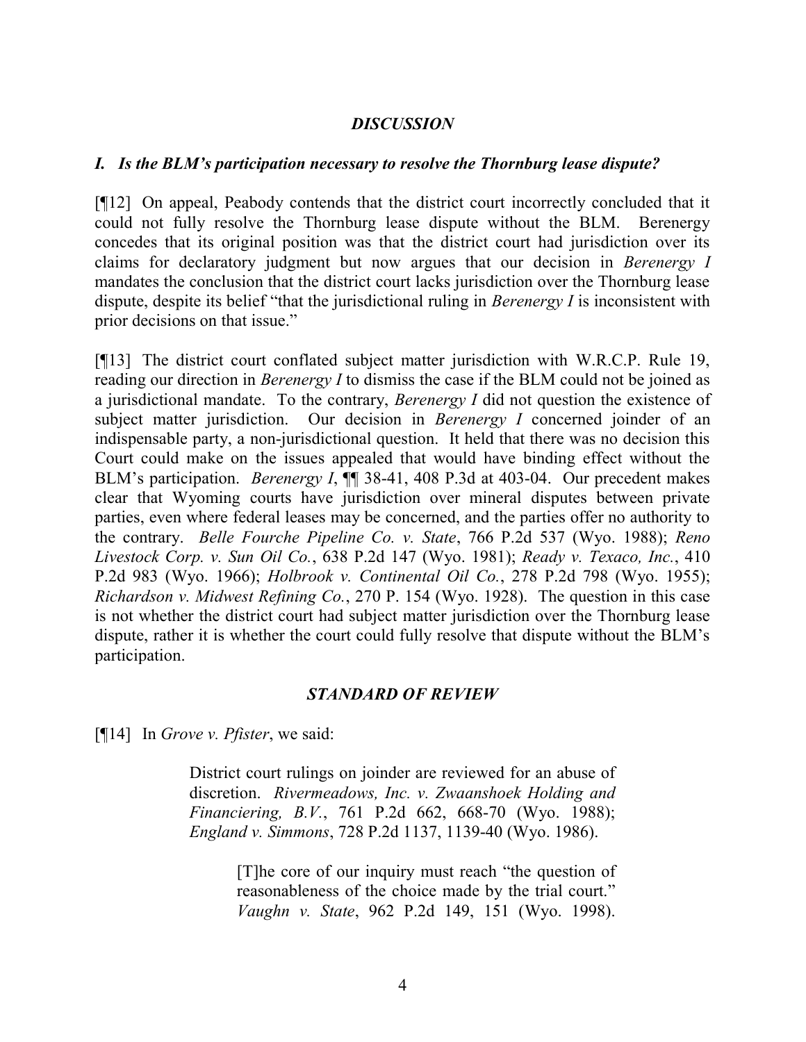## *DISCUSSION*

### *I. Is the BLM's participation necessary to resolve the Thornburg lease dispute?*

[¶12] On appeal, Peabody contends that the district court incorrectly concluded that it could not fully resolve the Thornburg lease dispute without the BLM. Berenergy concedes that its original position was that the district court had jurisdiction over its claims for declaratory judgment but now argues that our decision in *Berenergy I* mandates the conclusion that the district court lacks jurisdiction over the Thornburg lease dispute, despite its belief "that the jurisdictional ruling in *Berenergy I* is inconsistent with prior decisions on that issue."

[¶13] The district court conflated subject matter jurisdiction with W.R.C.P. Rule 19, reading our direction in *Berenergy I* to dismiss the case if the BLM could not be joined as a jurisdictional mandate. To the contrary, *Berenergy I* did not question the existence of subject matter jurisdiction. Our decision in *Berenergy I* concerned joinder of an indispensable party, a non-jurisdictional question. It held that there was no decision this Court could make on the issues appealed that would have binding effect without the BLM's participation. *Berenergy I*, ¶¶ 38-41, 408 P.3d at 403-04. Our precedent makes clear that Wyoming courts have jurisdiction over mineral disputes between private parties, even where federal leases may be concerned, and the parties offer no authority to the contrary. *Belle Fourche Pipeline Co. v. State*, 766 P.2d 537 (Wyo. 1988); *Reno Livestock Corp. v. Sun Oil Co.*, 638 P.2d 147 (Wyo. 1981); *Ready v. Texaco, Inc.*, 410 P.2d 983 (Wyo. 1966); *Holbrook v. Continental Oil Co.*, 278 P.2d 798 (Wyo. 1955); *Richardson v. Midwest Refining Co.*, 270 P. 154 (Wyo. 1928). The question in this case is not whether the district court had subject matter jurisdiction over the Thornburg lease dispute, rather it is whether the court could fully resolve that dispute without the BLM's participation.

## *STANDARD OF REVIEW*

[¶14] In *Grove v. Pfister*, we said:

> District court rulings on joinder are reviewed for an abuse of discretion. *Rivermeadows, Inc. v. Zwaanshoek Holding and Financiering, B.V.*, 761 P.2d 662, 668-70 (Wyo. 1988); *England v. Simmons*, 728 P.2d 1137, 1139-40 (Wyo. 1986).
>
> > [T]he core of our inquiry must reach "the question of reasonableness of the choice made by the trial court." *Vaughn v. State*, 962 P.2d 149, 151 (Wyo. 1998).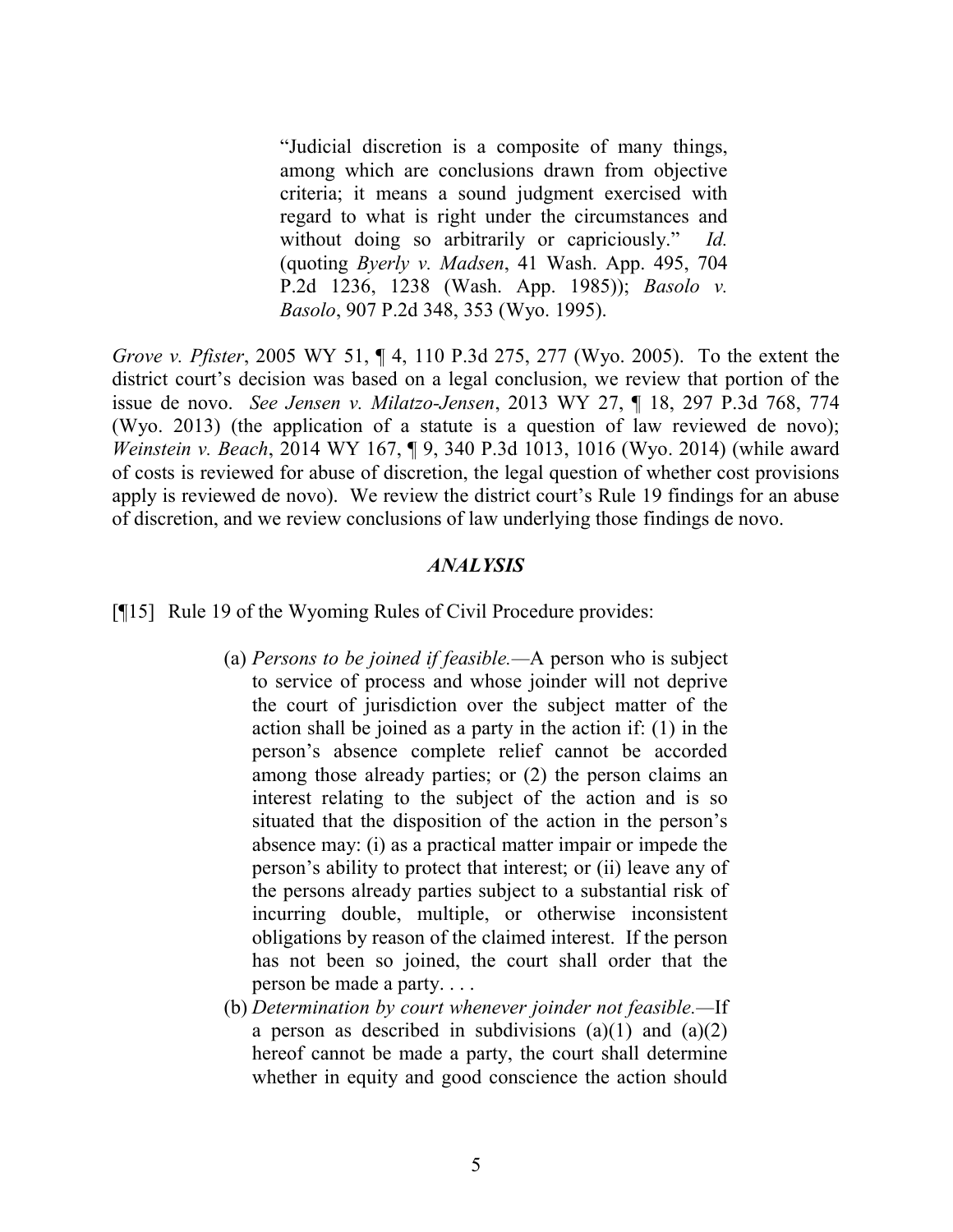> "Judicial discretion is a composite of many things, among which are conclusions drawn from objective criteria; it means a sound judgment exercised with regard to what is right under the circumstances and without doing so arbitrarily or capriciously." *Id.* (quoting *Byerly v. Madsen*, 41 Wash. App. 495, 704 P.2d 1236, 1238 (Wash. App. 1985)); *Basolo v. Basolo*, 907 P.2d 348, 353 (Wyo. 1995).

*Grove v. Pfister*, 2005 WY 51, ¶ 4, 110 P.3d 275, 277 (Wyo. 2005). To the extent the district court's decision was based on a legal conclusion, we review that portion of the issue de novo. *See Jensen v. Milatzo-Jensen*, 2013 WY 27, ¶ 18, 297 P.3d 768, 774 (Wyo. 2013) (the application of a statute is a question of law reviewed de novo); *Weinstein v. Beach*, 2014 WY 167, ¶ 9, 340 P.3d 1013, 1016 (Wyo. 2014) (while award of costs is reviewed for abuse of discretion, the legal question of whether cost provisions apply is reviewed de novo). We review the district court's Rule 19 findings for an abuse of discretion, and we review conclusions of law underlying those findings de novo.

### *ANALYSIS*

[¶15] Rule 19 of the Wyoming Rules of Civil Procedure provides:

> (a) *Persons to be joined if feasible.*—A person who is subject to service of process and whose joinder will not deprive the court of jurisdiction over the subject matter of the action shall be joined as a party in the action if: (1) in the person's absence complete relief cannot be accorded among those already parties; or (2) the person claims an interest relating to the subject of the action and is so situated that the disposition of the action in the person's absence may: (i) as a practical matter impair or impede the person's ability to protect that interest; or (ii) leave any of the persons already parties subject to a substantial risk of incurring double, multiple, or otherwise inconsistent obligations by reason of the claimed interest. If the person has not been so joined, the court shall order that the person be made a party. . . .
>
> (b) *Determination by court whenever joinder not feasible.*—If a person as described in subdivisions (a)(1) and (a)(2) hereof cannot be made a party, the court shall determine whether in equity and good conscience the action should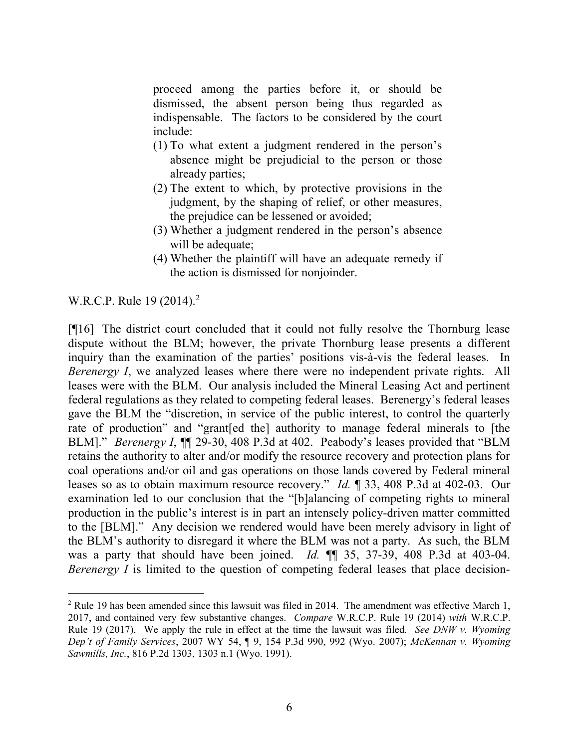> proceed among the parties before it, or should be dismissed, the absent person being thus regarded as indispensable. The factors to be considered by the court include:
>
> (1) To what extent a judgment rendered in the person's absence might be prejudicial to the person or those already parties;
>
> (2) The extent to which, by protective provisions in the judgment, by the shaping of relief, or other measures, the prejudice can be lessened or avoided;
>
> (3) Whether a judgment rendered in the person's absence will be adequate;
>
> (4) Whether the plaintiff will have an adequate remedy if the action is dismissed for nonjoinder.

W.R.C.P. Rule 19 (2014).[2]

[¶16] The district court concluded that it could not fully resolve the Thornburg lease dispute without the BLM; however, the private Thornburg lease presents a different inquiry than the examination of the parties' positions vis-à-vis the federal leases. In *Berenergy I*, we analyzed leases where there were no independent private rights. All leases were with the BLM. Our analysis included the Mineral Leasing Act and pertinent federal regulations as they related to competing federal leases. Berenergy's federal leases gave the BLM the "discretion, in service of the public interest, to control the quarterly rate of production" and "grant[ed the] authority to manage federal minerals to [the BLM]." *Berenergy I*, ¶¶ 29-30, 408 P.3d at 402. Peabody's leases provided that "BLM retains the authority to alter and/or modify the resource recovery and protection plans for coal operations and/or oil and gas operations on those lands covered by Federal mineral leases so as to obtain maximum resource recovery." *Id.* ¶ 33, 408 P.3d at 402-03. Our examination led to our conclusion that the "[b]alancing of competing rights to mineral production in the public's interest is in part an intensely policy-driven matter committed to the [BLM]." Any decision we rendered would have been merely advisory in light of the BLM's authority to disregard it where the BLM was not a party. As such, the BLM was a party that should have been joined. *Id.* ¶¶ 35, 37-39, 408 P.3d at 403-04. *Berenergy I* is limited to the question of competing federal leases that place decision-

---

[2] Rule 19 has been amended since this lawsuit was filed in 2014. The amendment was effective March 1, 2017, and contained very few substantive changes. *Compare* W.R.C.P. Rule 19 (2014) *with* W.R.C.P. Rule 19 (2017). We apply the rule in effect at the time the lawsuit was filed. *See DNW v. Wyoming Dep't of Family Services*, 2007 WY 54, ¶ 9, 154 P.3d 990, 992 (Wyo. 2007); *McKennan v. Wyoming Sawmills, Inc.*, 816 P.2d 1303, 1303 n.1 (Wyo. 1991).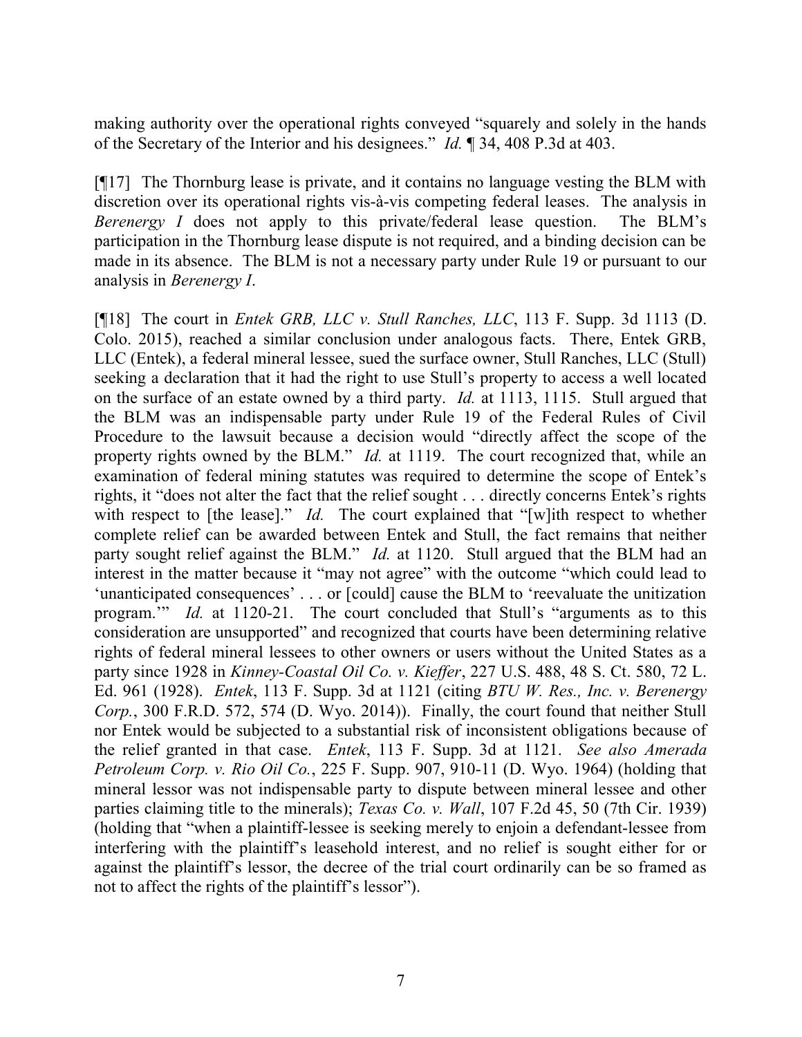making authority over the operational rights conveyed "squarely and solely in the hands of the Secretary of the Interior and his designees." *Id.* ¶ 34, 408 P.3d at 403.

[¶17] The Thornburg lease is private, and it contains no language vesting the BLM with discretion over its operational rights vis-à-vis competing federal leases. The analysis in *Berenergy I* does not apply to this private/federal lease question. The BLM's participation in the Thornburg lease dispute is not required, and a binding decision can be made in its absence. The BLM is not a necessary party under Rule 19 or pursuant to our analysis in *Berenergy I*.

[¶18] The court in *Entek GRB, LLC v. Stull Ranches, LLC*, 113 F. Supp. 3d 1113 (D. Colo. 2015), reached a similar conclusion under analogous facts. There, Entek GRB, LLC (Entek), a federal mineral lessee, sued the surface owner, Stull Ranches, LLC (Stull) seeking a declaration that it had the right to use Stull's property to access a well located on the surface of an estate owned by a third party. *Id.* at 1113, 1115. Stull argued that the BLM was an indispensable party under Rule 19 of the Federal Rules of Civil Procedure to the lawsuit because a decision would "directly affect the scope of the property rights owned by the BLM." *Id.* at 1119. The court recognized that, while an examination of federal mining statutes was required to determine the scope of Entek's rights, it "does not alter the fact that the relief sought . . . directly concerns Entek's rights with respect to [the lease]." *Id.* The court explained that "[w]ith respect to whether complete relief can be awarded between Entek and Stull, the fact remains that neither party sought relief against the BLM." *Id.* at 1120. Stull argued that the BLM had an interest in the matter because it "may not agree" with the outcome "which could lead to 'unanticipated consequences' . . . or [could] cause the BLM to 'reevaluate the unitization program.'" *Id.* at 1120-21. The court concluded that Stull's "arguments as to this consideration are unsupported" and recognized that courts have been determining relative rights of federal mineral lessees to other owners or users without the United States as a party since 1928 in *Kinney-Coastal Oil Co. v. Kieffer*, 227 U.S. 488, 48 S. Ct. 580, 72 L. Ed. 961 (1928). *Entek*, 113 F. Supp. 3d at 1121 (citing *BTU W. Res., Inc. v. Berenergy Corp.*, 300 F.R.D. 572, 574 (D. Wyo. 2014)). Finally, the court found that neither Stull nor Entek would be subjected to a substantial risk of inconsistent obligations because of the relief granted in that case. *Entek*, 113 F. Supp. 3d at 1121. *See also Amerada Petroleum Corp. v. Rio Oil Co.*, 225 F. Supp. 907, 910-11 (D. Wyo. 1964) (holding that mineral lessor was not indispensable party to dispute between mineral lessee and other parties claiming title to the minerals); *Texas Co. v. Wall*, 107 F.2d 45, 50 (7th Cir. 1939) (holding that "when a plaintiff-lessee is seeking merely to enjoin a defendant-lessee from interfering with the plaintiff's leasehold interest, and no relief is sought either for or against the plaintiff's lessor, the decree of the trial court ordinarily can be so framed as not to affect the rights of the plaintiff's lessor").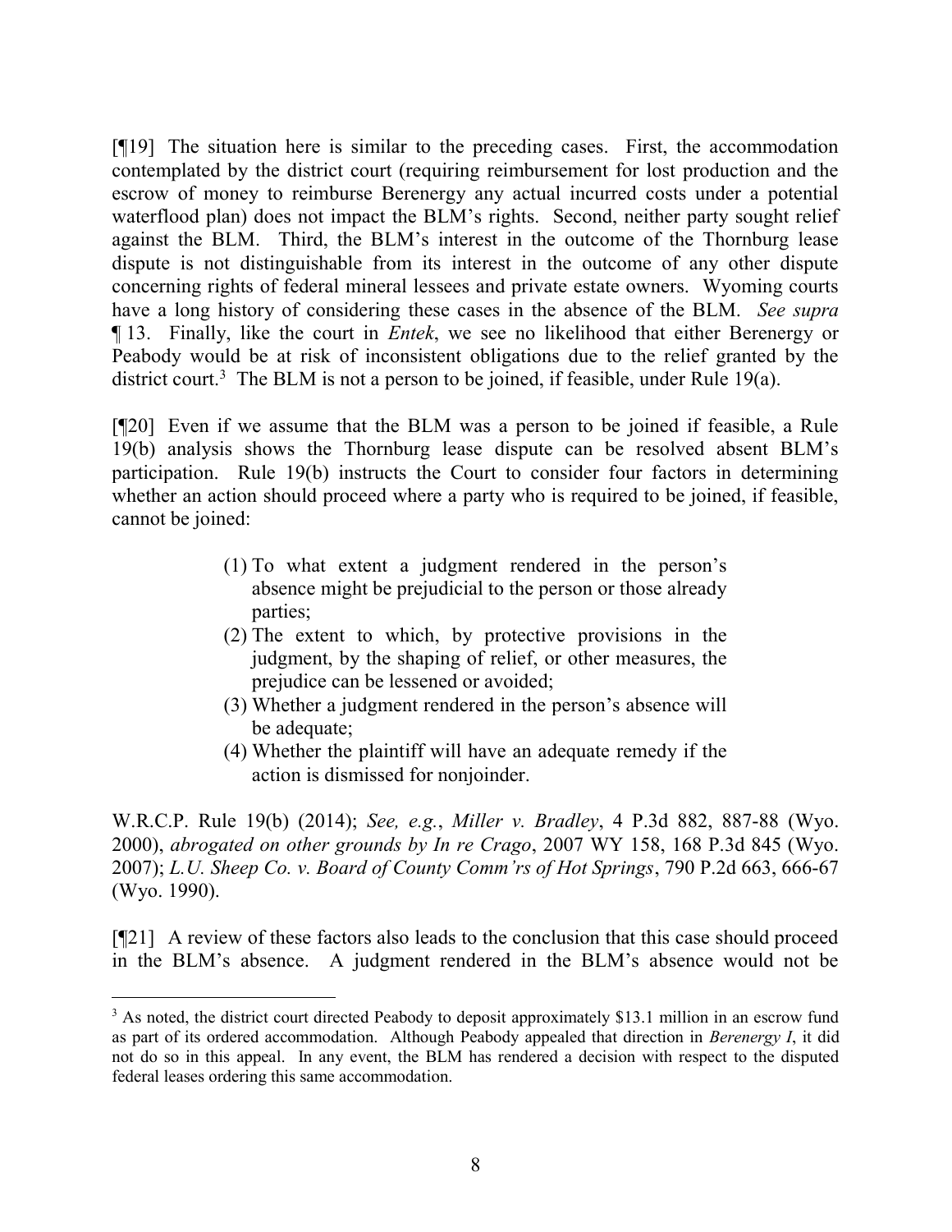[¶19] The situation here is similar to the preceding cases. First, the accommodation contemplated by the district court (requiring reimbursement for lost production and the escrow of money to reimburse Berenergy any actual incurred costs under a potential waterflood plan) does not impact the BLM's rights. Second, neither party sought relief against the BLM. Third, the BLM's interest in the outcome of the Thornburg lease dispute is not distinguishable from its interest in the outcome of any other dispute concerning rights of federal mineral lessees and private estate owners. Wyoming courts have a long history of considering these cases in the absence of the BLM. *See supra* ¶ 13. Finally, like the court in *Entek*, we see no likelihood that either Berenergy or Peabody would be at risk of inconsistent obligations due to the relief granted by the district court.[3] The BLM is not a person to be joined, if feasible, under Rule 19(a).

[¶20] Even if we assume that the BLM was a person to be joined if feasible, a Rule 19(b) analysis shows the Thornburg lease dispute can be resolved absent BLM's participation. Rule 19(b) instructs the Court to consider four factors in determining whether an action should proceed where a party who is required to be joined, if feasible, cannot be joined:

> (1) To what extent a judgment rendered in the person's absence might be prejudicial to the person or those already parties;
> (2) The extent to which, by protective provisions in the judgment, by the shaping of relief, or other measures, the prejudice can be lessened or avoided;
> (3) Whether a judgment rendered in the person's absence will be adequate;
> (4) Whether the plaintiff will have an adequate remedy if the action is dismissed for nonjoinder.

W.R.C.P. Rule 19(b) (2014); *See, e.g.*, *Miller v. Bradley*, 4 P.3d 882, 887-88 (Wyo. 2000), *abrogated on other grounds by In re Crago*, 2007 WY 158, 168 P.3d 845 (Wyo. 2007); *L.U. Sheep Co. v. Board of County Comm'rs of Hot Springs*, 790 P.2d 663, 666-67 (Wyo. 1990).

[¶21] A review of these factors also leads to the conclusion that this case should proceed in the BLM's absence. A judgment rendered in the BLM's absence would not be

---

[3] As noted, the district court directed Peabody to deposit approximately $13.1 million in an escrow fund as part of its ordered accommodation. Although Peabody appealed that direction in *Berenergy I*, it did not do so in this appeal. In any event, the BLM has rendered a decision with respect to the disputed federal leases ordering this same accommodation.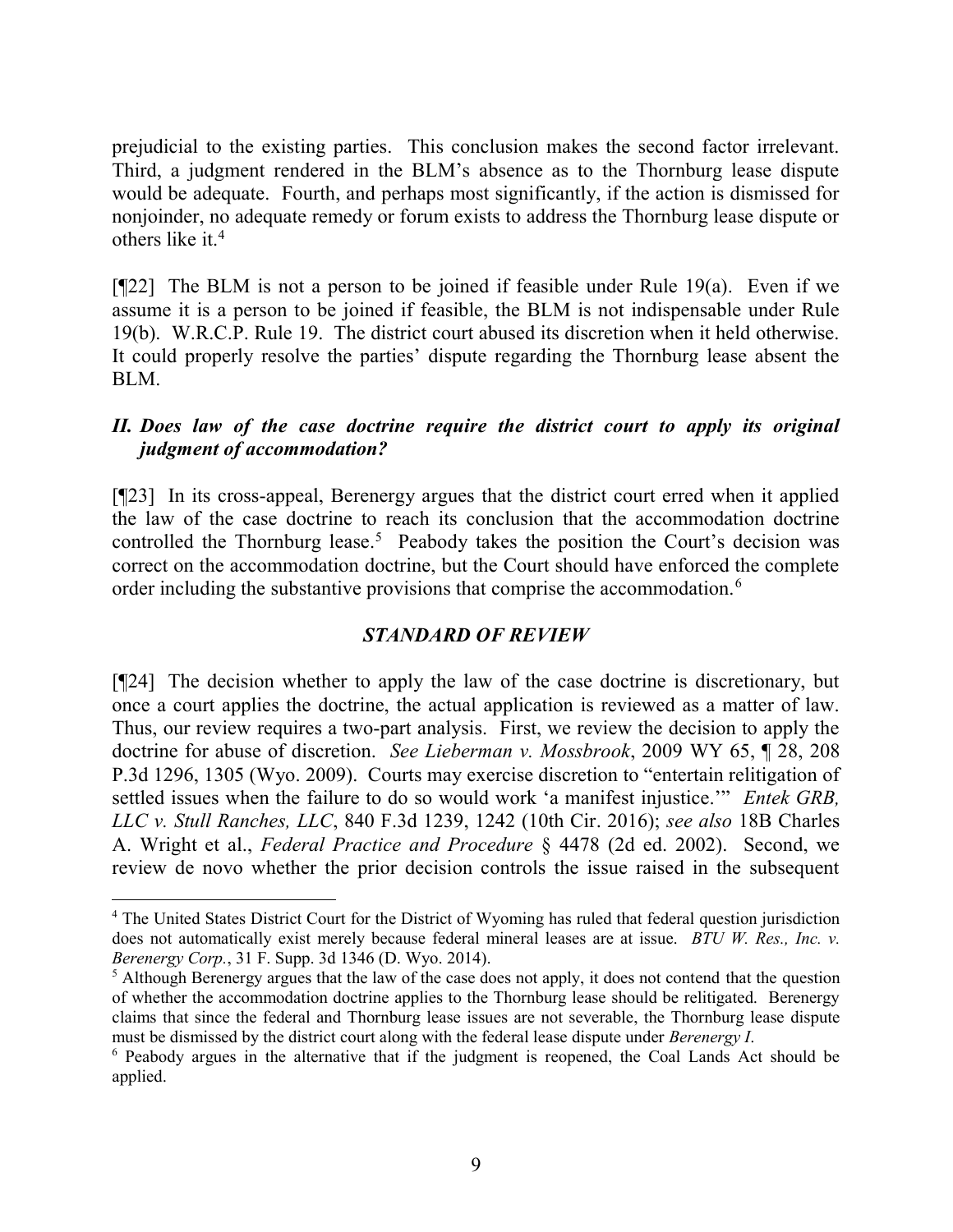prejudicial to the existing parties. This conclusion makes the second factor irrelevant. Third, a judgment rendered in the BLM's absence as to the Thornburg lease dispute would be adequate. Fourth, and perhaps most significantly, if the action is dismissed for nonjoinder, no adequate remedy or forum exists to address the Thornburg lease dispute or others like it.[4]

[¶22] The BLM is not a person to be joined if feasible under Rule 19(a). Even if we assume it is a person to be joined if feasible, the BLM is not indispensable under Rule 19(b). W.R.C.P. Rule 19. The district court abused its discretion when it held otherwise. It could properly resolve the parties' dispute regarding the Thornburg lease absent the BLM.

## *II. Does law of the case doctrine require the district court to apply its original judgment of accommodation?*

[¶23] In its cross-appeal, Berenergy argues that the district court erred when it applied the law of the case doctrine to reach its conclusion that the accommodation doctrine controlled the Thornburg lease.[5] Peabody takes the position the Court's decision was correct on the accommodation doctrine, but the Court should have enforced the complete order including the substantive provisions that comprise the accommodation.[6]

### *STANDARD OF REVIEW*

[¶24] The decision whether to apply the law of the case doctrine is discretionary, but once a court applies the doctrine, the actual application is reviewed as a matter of law. Thus, our review requires a two-part analysis. First, we review the decision to apply the doctrine for abuse of discretion. *See Lieberman v. Mossbrook*, 2009 WY 65, ¶ 28, 208 P.3d 1296, 1305 (Wyo. 2009). Courts may exercise discretion to "entertain relitigation of settled issues when the failure to do so would work 'a manifest injustice.'" *Entek GRB, LLC v. Stull Ranches, LLC*, 840 F.3d 1239, 1242 (10th Cir. 2016); *see also* 18B Charles A. Wright et al., *Federal Practice and Procedure* § 4478 (2d ed. 2002). Second, we review de novo whether the prior decision controls the issue raised in the subsequent

---

[4] The United States District Court for the District of Wyoming has ruled that federal question jurisdiction does not automatically exist merely because federal mineral leases are at issue. *BTU W. Res., Inc. v. Berenergy Corp.*, 31 F. Supp. 3d 1346 (D. Wyo. 2014).

[5] Although Berenergy argues that the law of the case does not apply, it does not contend that the question of whether the accommodation doctrine applies to the Thornburg lease should be relitigated. Berenergy claims that since the federal and Thornburg lease issues are not severable, the Thornburg lease dispute must be dismissed by the district court along with the federal lease dispute under *Berenergy I*.

[6] Peabody argues in the alternative that if the judgment is reopened, the Coal Lands Act should be applied.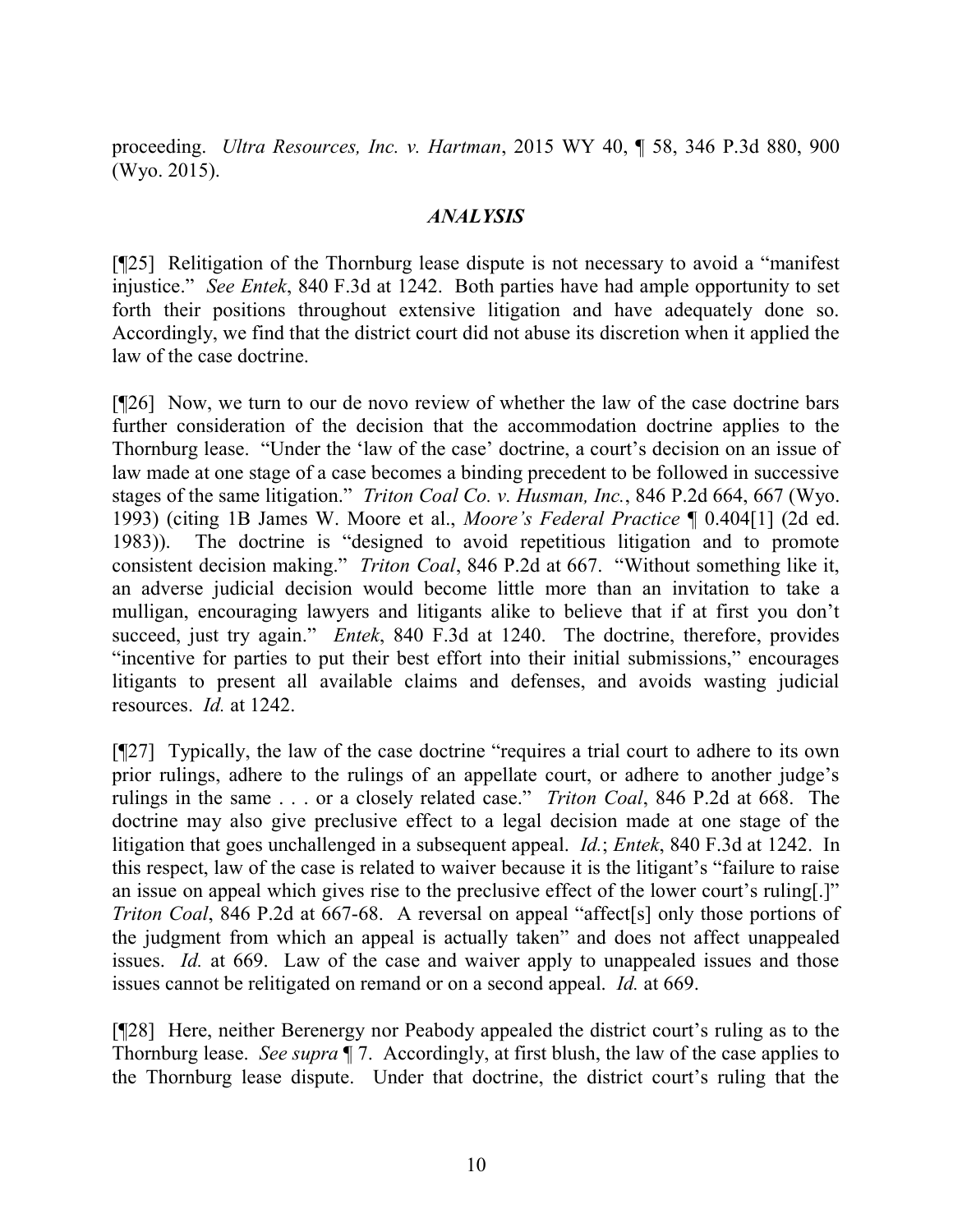proceeding. *Ultra Resources, Inc. v. Hartman*, 2015 WY 40, ¶ 58, 346 P.3d 880, 900 (Wyo. 2015).

## *ANALYSIS*

[¶25] Relitigation of the Thornburg lease dispute is not necessary to avoid a "manifest injustice." *See Entek*, 840 F.3d at 1242. Both parties have had ample opportunity to set forth their positions throughout extensive litigation and have adequately done so. Accordingly, we find that the district court did not abuse its discretion when it applied the law of the case doctrine.

[¶26] Now, we turn to our de novo review of whether the law of the case doctrine bars further consideration of the decision that the accommodation doctrine applies to the Thornburg lease. "Under the 'law of the case' doctrine, a court's decision on an issue of law made at one stage of a case becomes a binding precedent to be followed in successive stages of the same litigation." *Triton Coal Co. v. Husman, Inc.*, 846 P.2d 664, 667 (Wyo. 1993) (citing 1B James W. Moore et al., *Moore's Federal Practice* ¶ 0.404[1] (2d ed. 1983)). The doctrine is "designed to avoid repetitious litigation and to promote consistent decision making." *Triton Coal*, 846 P.2d at 667. "Without something like it, an adverse judicial decision would become little more than an invitation to take a mulligan, encouraging lawyers and litigants alike to believe that if at first you don't succeed, just try again." *Entek*, 840 F.3d at 1240. The doctrine, therefore, provides "incentive for parties to put their best effort into their initial submissions," encourages litigants to present all available claims and defenses, and avoids wasting judicial resources. *Id.* at 1242.

[¶27] Typically, the law of the case doctrine "requires a trial court to adhere to its own prior rulings, adhere to the rulings of an appellate court, or adhere to another judge's rulings in the same . . . or a closely related case." *Triton Coal*, 846 P.2d at 668. The doctrine may also give preclusive effect to a legal decision made at one stage of the litigation that goes unchallenged in a subsequent appeal. *Id.*; *Entek*, 840 F.3d at 1242. In this respect, law of the case is related to waiver because it is the litigant's "failure to raise an issue on appeal which gives rise to the preclusive effect of the lower court's ruling[.]" *Triton Coal*, 846 P.2d at 667-68. A reversal on appeal "affect[s] only those portions of the judgment from which an appeal is actually taken" and does not affect unappealed issues. *Id.* at 669. Law of the case and waiver apply to unappealed issues and those issues cannot be relitigated on remand or on a second appeal. *Id.* at 669.

[¶28] Here, neither Berenergy nor Peabody appealed the district court's ruling as to the Thornburg lease. *See supra* ¶ 7. Accordingly, at first blush, the law of the case applies to the Thornburg lease dispute. Under that doctrine, the district court's ruling that the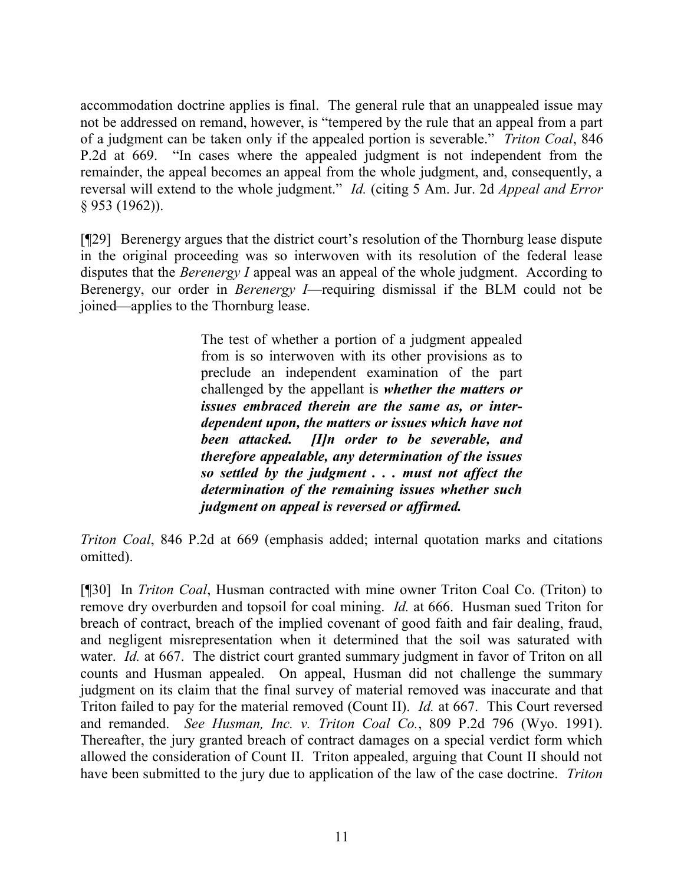accommodation doctrine applies is final. The general rule that an unappealed issue may not be addressed on remand, however, is "tempered by the rule that an appeal from a part of a judgment can be taken only if the appealed portion is severable." *Triton Coal*, 846 P.2d at 669. "In cases where the appealed judgment is not independent from the remainder, the appeal becomes an appeal from the whole judgment, and, consequently, a reversal will extend to the whole judgment." *Id.* (citing 5 Am. Jur. 2d *Appeal and Error* § 953 (1962)).

[¶29] Berenergy argues that the district court's resolution of the Thornburg lease dispute in the original proceeding was so interwoven with its resolution of the federal lease disputes that the *Berenergy I* appeal was an appeal of the whole judgment. According to Berenergy, our order in *Berenergy I*—requiring dismissal if the BLM could not be joined—applies to the Thornburg lease.

> The test of whether a portion of a judgment appealed from is so interwoven with its other provisions as to preclude an independent examination of the part challenged by the appellant is ***whether the matters or issues embraced therein are the same as, or inter-dependent upon, the matters or issues which have not been attacked. [I]n order to be severable, and therefore appealable, any determination of the issues so settled by the judgment . . . must not affect the determination of the remaining issues whether such judgment on appeal is reversed or affirmed.***

*Triton Coal*, 846 P.2d at 669 (emphasis added; internal quotation marks and citations omitted).

[¶30] In *Triton Coal*, Husman contracted with mine owner Triton Coal Co. (Triton) to remove dry overburden and topsoil for coal mining. *Id.* at 666. Husman sued Triton for breach of contract, breach of the implied covenant of good faith and fair dealing, fraud, and negligent misrepresentation when it determined that the soil was saturated with water. *Id.* at 667. The district court granted summary judgment in favor of Triton on all counts and Husman appealed. On appeal, Husman did not challenge the summary judgment on its claim that the final survey of material removed was inaccurate and that Triton failed to pay for the material removed (Count II). *Id.* at 667. This Court reversed and remanded. *See Husman, Inc. v. Triton Coal Co.*, 809 P.2d 796 (Wyo. 1991). Thereafter, the jury granted breach of contract damages on a special verdict form which allowed the consideration of Count II. Triton appealed, arguing that Count II should not have been submitted to the jury due to application of the law of the case doctrine. *Triton*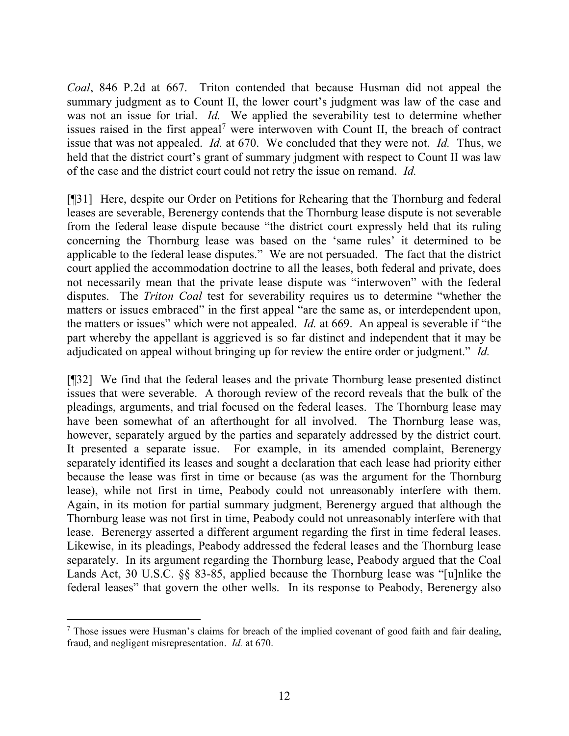*Coal*, 846 P.2d at 667. Triton contended that because Husman did not appeal the summary judgment as to Count II, the lower court's judgment was law of the case and was not an issue for trial. *Id.* We applied the severability test to determine whether issues raised in the first appeal[7] were interwoven with Count II, the breach of contract issue that was not appealed. *Id.* at 670. We concluded that they were not. *Id.* Thus, we held that the district court's grant of summary judgment with respect to Count II was law of the case and the district court could not retry the issue on remand. *Id.*

[¶31] Here, despite our Order on Petitions for Rehearing that the Thornburg and federal leases are severable, Berenergy contends that the Thornburg lease dispute is not severable from the federal lease dispute because "the district court expressly held that its ruling concerning the Thornburg lease was based on the 'same rules' it determined to be applicable to the federal lease disputes." We are not persuaded. The fact that the district court applied the accommodation doctrine to all the leases, both federal and private, does not necessarily mean that the private lease dispute was "interwoven" with the federal disputes. The *Triton Coal* test for severability requires us to determine "whether the matters or issues embraced" in the first appeal "are the same as, or interdependent upon, the matters or issues" which were not appealed. *Id.* at 669. An appeal is severable if "the part whereby the appellant is aggrieved is so far distinct and independent that it may be adjudicated on appeal without bringing up for review the entire order or judgment." *Id.*

[¶32] We find that the federal leases and the private Thornburg lease presented distinct issues that were severable. A thorough review of the record reveals that the bulk of the pleadings, arguments, and trial focused on the federal leases. The Thornburg lease may have been somewhat of an afterthought for all involved. The Thornburg lease was, however, separately argued by the parties and separately addressed by the district court. It presented a separate issue. For example, in its amended complaint, Berenergy separately identified its leases and sought a declaration that each lease had priority either because the lease was first in time or because (as was the argument for the Thornburg lease), while not first in time, Peabody could not unreasonably interfere with them. Again, in its motion for partial summary judgment, Berenergy argued that although the Thornburg lease was not first in time, Peabody could not unreasonably interfere with that lease. Berenergy asserted a different argument regarding the first in time federal leases. Likewise, in its pleadings, Peabody addressed the federal leases and the Thornburg lease separately. In its argument regarding the Thornburg lease, Peabody argued that the Coal Lands Act, 30 U.S.C. §§ 83-85, applied because the Thornburg lease was "[u]nlike the federal leases" that govern the other wells. In its response to Peabody, Berenergy also

---

[7] Those issues were Husman's claims for breach of the implied covenant of good faith and fair dealing, fraud, and negligent misrepresentation. *Id.* at 670.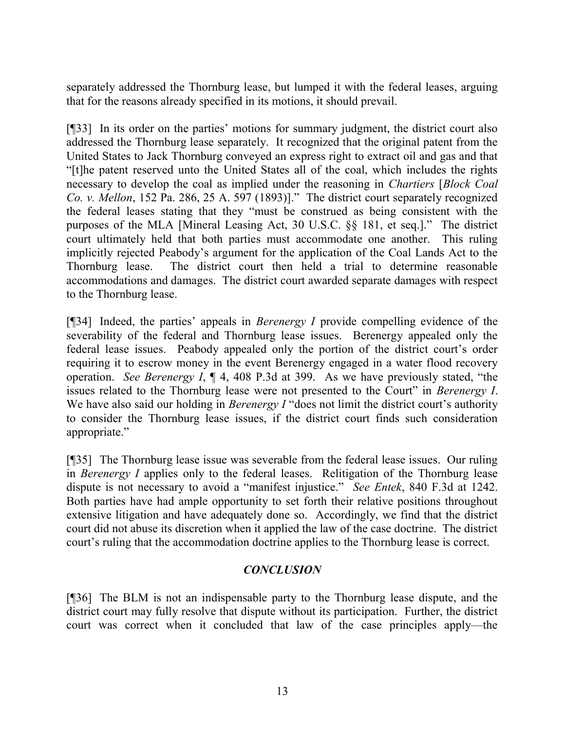separately addressed the Thornburg lease, but lumped it with the federal leases, arguing that for the reasons already specified in its motions, it should prevail.

[¶33] In its order on the parties' motions for summary judgment, the district court also addressed the Thornburg lease separately. It recognized that the original patent from the United States to Jack Thornburg conveyed an express right to extract oil and gas and that "[t]he patent reserved unto the United States all of the coal, which includes the rights necessary to develop the coal as implied under the reasoning in *Chartiers* [*Block Coal Co. v. Mellon*, 152 Pa. 286, 25 A. 597 (1893)]." The district court separately recognized the federal leases stating that they "must be construed as being consistent with the purposes of the MLA [Mineral Leasing Act, 30 U.S.C. §§ 181, et seq.]." The district court ultimately held that both parties must accommodate one another. This ruling implicitly rejected Peabody's argument for the application of the Coal Lands Act to the Thornburg lease. The district court then held a trial to determine reasonable accommodations and damages. The district court awarded separate damages with respect to the Thornburg lease.

[¶34] Indeed, the parties' appeals in *Berenergy I* provide compelling evidence of the severability of the federal and Thornburg lease issues. Berenergy appealed only the federal lease issues. Peabody appealed only the portion of the district court's order requiring it to escrow money in the event Berenergy engaged in a water flood recovery operation. *See Berenergy I*, ¶ 4, 408 P.3d at 399. As we have previously stated, "the issues related to the Thornburg lease were not presented to the Court" in *Berenergy I*. We have also said our holding in *Berenergy I* "does not limit the district court's authority to consider the Thornburg lease issues, if the district court finds such consideration appropriate."

[¶35] The Thornburg lease issue was severable from the federal lease issues. Our ruling in *Berenergy I* applies only to the federal leases. Relitigation of the Thornburg lease dispute is not necessary to avoid a "manifest injustice." *See Entek*, 840 F.3d at 1242. Both parties have had ample opportunity to set forth their relative positions throughout extensive litigation and have adequately done so. Accordingly, we find that the district court did not abuse its discretion when it applied the law of the case doctrine. The district court's ruling that the accommodation doctrine applies to the Thornburg lease is correct.

## *CONCLUSION*

[¶36] The BLM is not an indispensable party to the Thornburg lease dispute, and the district court may fully resolve that dispute without its participation. Further, the district court was correct when it concluded that law of the case principles apply—the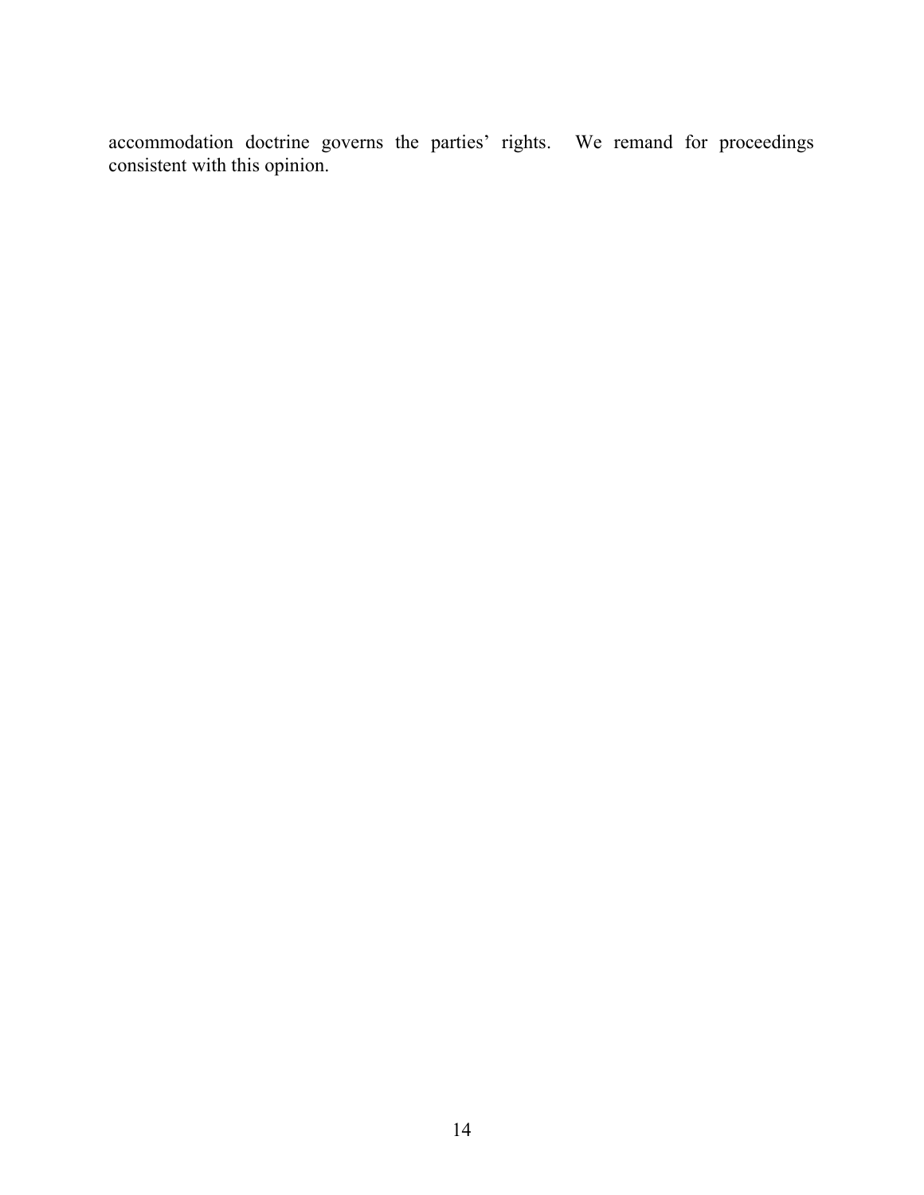accommodation doctrine governs the parties' rights. We remand for proceedings consistent with this opinion.